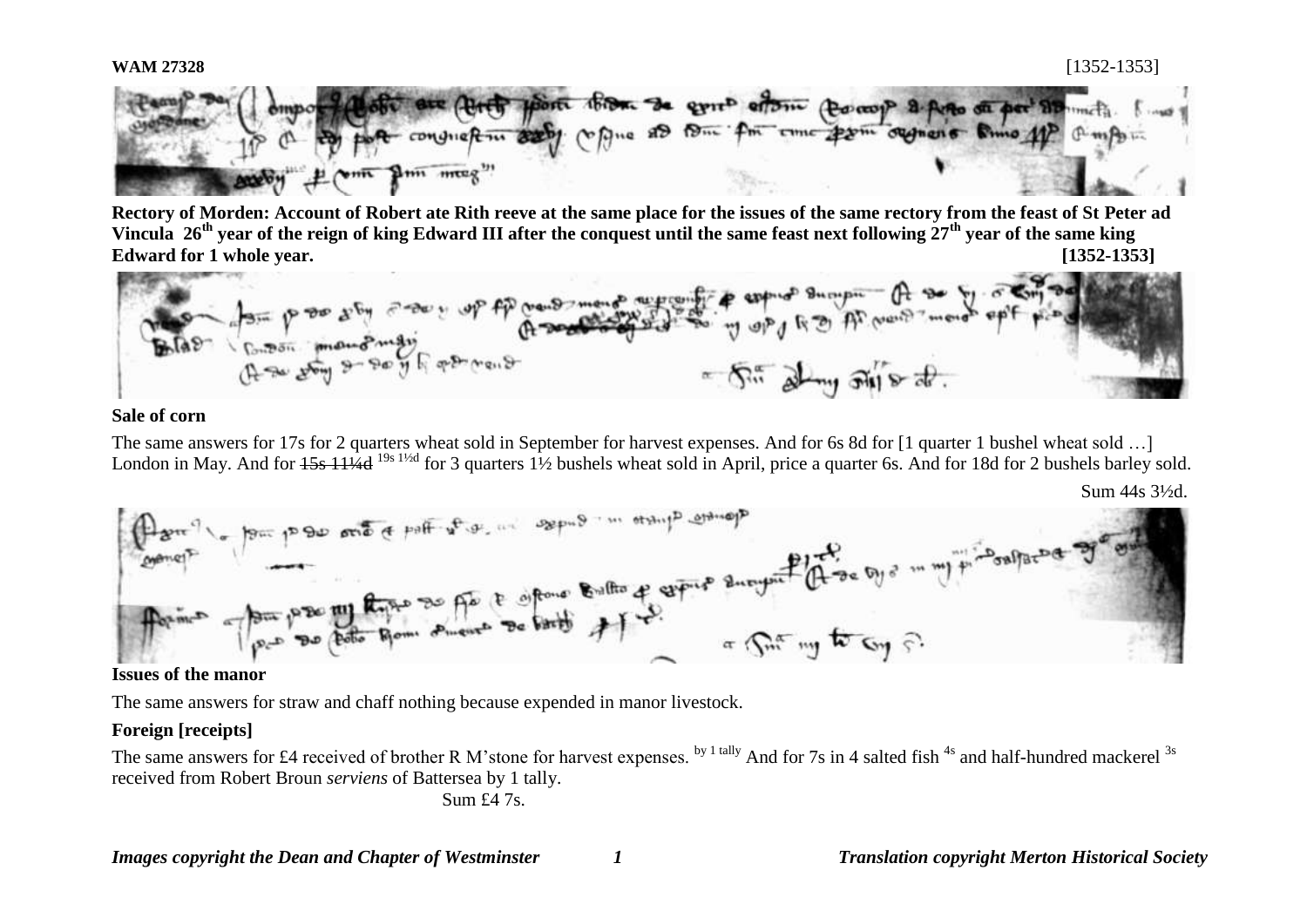**WAM 27328** [1352-1353]

**Rectory of Morden: Account of Robert ate Rith reeve at the same place for the issues of the same rectory from the feast of St Peter ad Vincula 26th year of the reign of king Edward III after the conquest until the same feast next following 27th year of the same king Edward for 1 whole year. [1352-1353]**

**Sale of corn**

The same answers for 17s for 2 quarters wheat sold in September for harvest expenses. And for 6s 8d for [1 quarter 1 bushel wheat sold …] London in May. And for ~~15s 11¼d~~ 19s 1½d for 3 quarters 1½ bushels wheat sold in April, price a quarter 6s. And for 18d for 2 bushels barley sold.

Sum 44s 3½d.

**Issues of the manor**

The same answers for straw and chaff nothing because expended in manor livestock.

**Foreign [receipts]**

The same answers for £4 received of brother R M'stone for harvest expenses. by 1 tally And for 7s in 4 salted fish 4s and half-hundred mackerel 3s received from Robert Broun *serviens* of Battersea by 1 tally.

Sum £4 7s.

*Images copyright the Dean and Chapter of Westminster* *Translation copyright Merton Historical Society*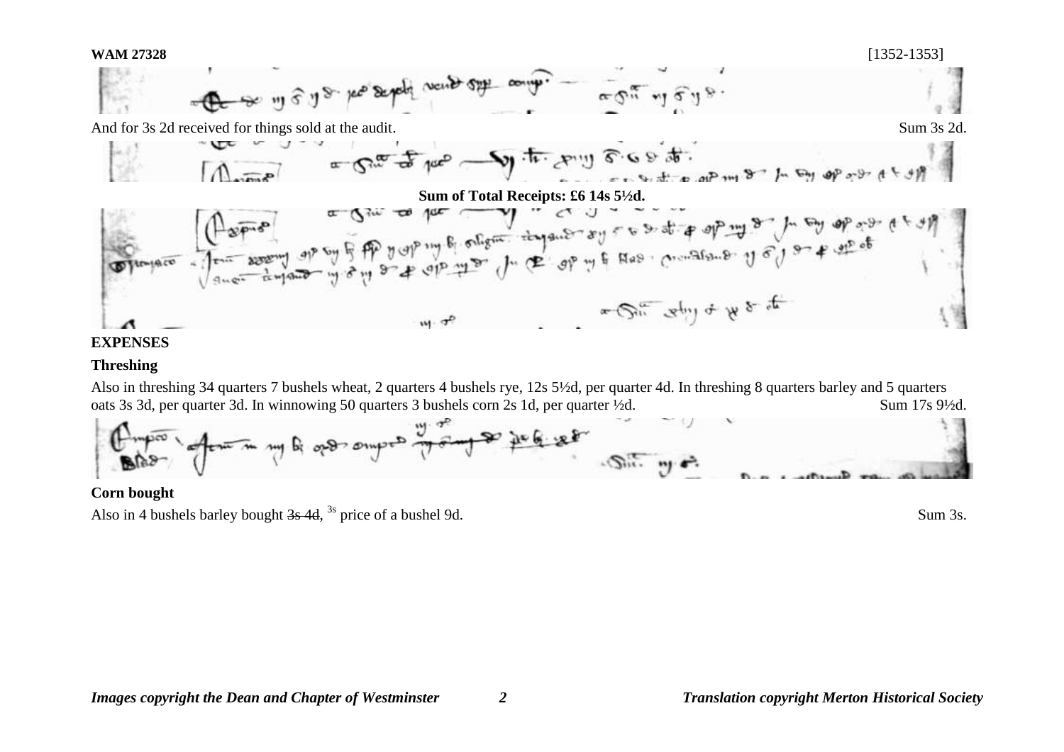And for 3s 2d received for things sold at the audit. Sum 3s 2d.

**Sum of Total Receipts: £6 14s 5½d.**

## EXPENSES

### Threshing

Also in threshing 34 quarters 7 bushels wheat, 2 quarters 4 bushels rye, 12s 5½d, per quarter 4d. In threshing 8 quarters barley and 5 quarters oats 3s 3d, per quarter 3d. In winnowing 50 quarters 3 bushels corn 2s 1d, per quarter ½d. Sum 17s 9½d.

### Corn bought

Also in 4 bushels barley bought ~~3s 4d~~, [3s] price of a bushel 9d. Sum 3s.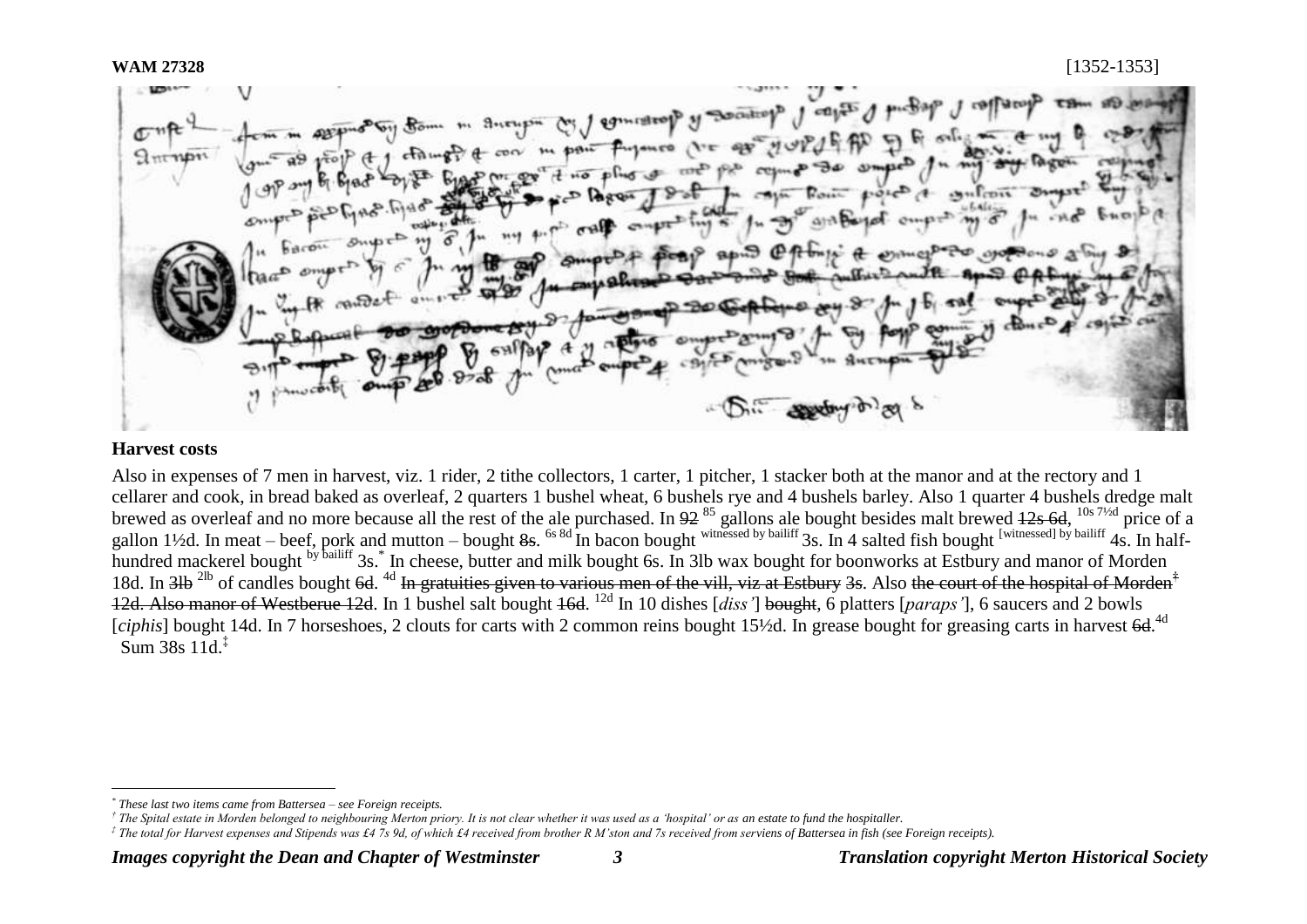**WAM 27328** [1352-1353]

## Harvest costs

Also in expenses of 7 men in harvest, viz. 1 rider, 2 tithe collectors, 1 carter, 1 pitcher, 1 stacker both at the manor and at the rectory and 1 cellarer and cook, in bread baked as overleaf, 2 quarters 1 bushel wheat, 6 bushels rye and 4 bushels barley. Also 1 quarter 4 bushels dredge malt brewed as overleaf and no more because all the rest of the ale purchased. In ~~92~~ 85 gallons ale bought besides malt brewed ~~12s 6d~~, 10s 7½d price of a gallon 1½d. In meat – beef, pork and mutton – bought ~~8s~~. 6s 8d In bacon bought witnessed by bailiff 3s. In 4 salted fish bought [witnessed] by bailiff 4s. In half-hundred mackerel bought by bailiff 3s.* In cheese, butter and milk bought 6s. In 3lb wax bought for boonworks at Estbury and manor of Morden 18d. In ~~3lb~~ 2lb of candles bought ~~6d~~. 4d ~~In gratuities given to various men of the vill, viz at Estbury 3s.~~ Also ~~the court of the hospital of Morden† 12d. Also manor of Westberue 12d~~. In 1 bushel salt bought ~~16d~~. 12d In 10 dishes [*diss'*] ~~bought~~, 6 platters [*paraps'*], 6 saucers and 2 bowls [*ciphis*] bought 14d. In 7 horseshoes, 2 clouts for carts with 2 common reins bought 15½d. In grease bought for greasing carts in harvest ~~6d~~.4d

Sum 38s 11d.‡

---

\* *These last two items came from Battersea – see Foreign receipts.*

† *The Spital estate in Morden belonged to neighbouring Merton priory. It is not clear whether it was used as a 'hospital' or as an estate to fund the hospitaller.*

‡ *The total for Harvest expenses and Stipends was £4 7s 9d, of which £4 received from brother R M'ston and 7s received from serviens of Battersea in fish (see Foreign receipts).*

*Images copyright the Dean and Chapter of Westminster* *Translation copyright Merton Historical Society*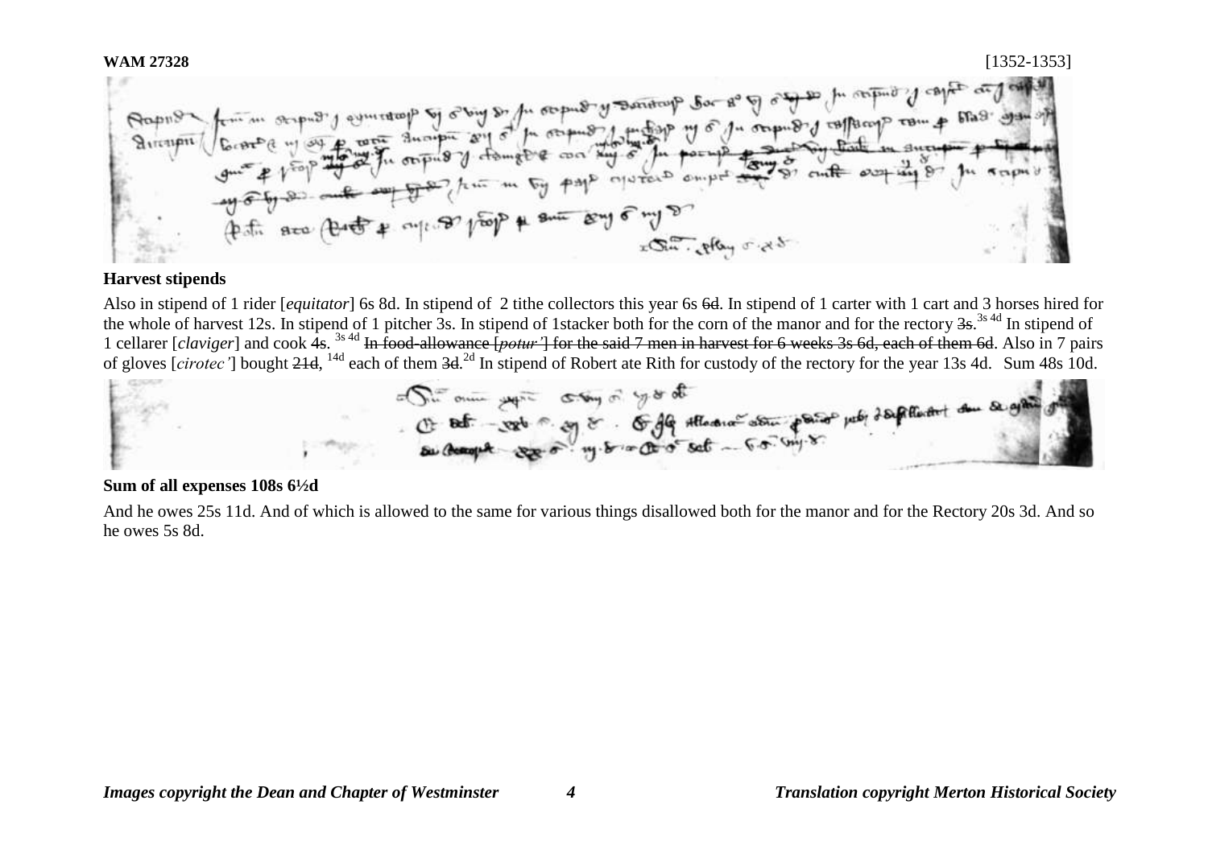**WAM 27328** [1352-1353]

## Harvest stipends

Also in stipend of 1 rider [*equitator*] 6s 8d. In stipend of 2 tithe collectors this year 6s ~~6d~~. In stipend of 1 carter with 1 cart and 3 horses hired for the whole of harvest 12s. In stipend of 1 pitcher 3s. In stipend of 1stacker both for the corn of the manor and for the rectory ~~3s~~.[3s 4d] In stipend of 1 cellarer [*claviger*] and cook 4s. [3s 4d] ~~In food-allowance [*potur'*] for the said 7 men in harvest for 6 weeks 3s 6d, each of them 6d~~. Also in 7 pairs of gloves [*cirotec'*] bought ~~21d~~, [14d] each of them ~~3d~~.[2d] In stipend of Robert ate Rith for custody of the rectory for the year 13s 4d. Sum 48s 10d.

## Sum of all expenses 108s 6½d

And he owes 25s 11d. And of which is allowed to the same for various things disallowed both for the manor and for the Rectory 20s 3d. And so he owes 5s 8d.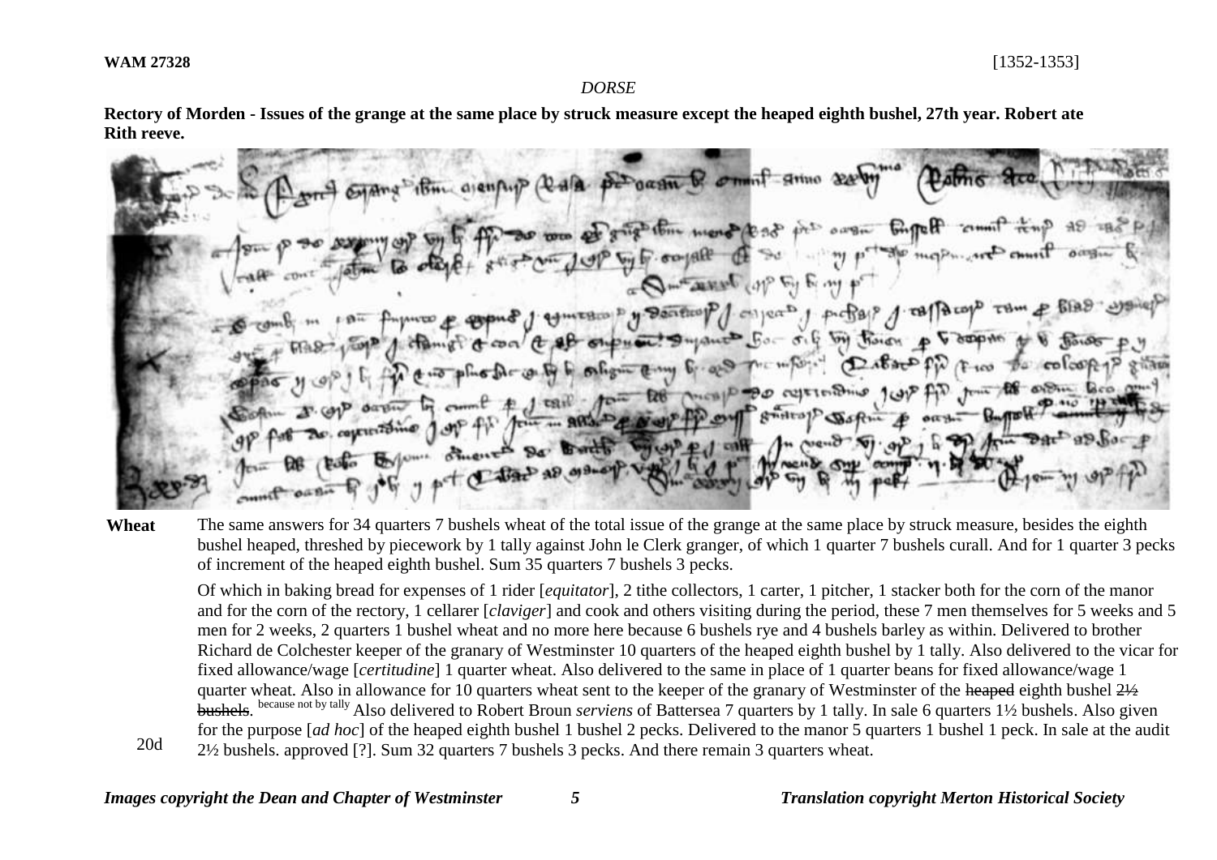**WAM 27328** [1352-1353]

*DORSE*

**Rectory of Morden - Issues of the grange at the same place by struck measure except the heaped eighth bushel, 27th year. Robert ate Rith reeve.**

**Wheat** The same answers for 34 quarters 7 bushels wheat of the total issue of the grange at the same place by struck measure, besides the eighth bushel heaped, threshed by piecework by 1 tally against John le Clerk granger, of which 1 quarter 7 bushels curall. And for 1 quarter 3 pecks of increment of the heaped eighth bushel. Sum 35 quarters 7 bushels 3 pecks.

Of which in baking bread for expenses of 1 rider [*equitator*], 2 tithe collectors, 1 carter, 1 pitcher, 1 stacker both for the corn of the manor and for the corn of the rectory, 1 cellarer [*claviger*] and cook and others visiting during the period, these 7 men themselves for 5 weeks and 5 men for 2 weeks, 2 quarters 1 bushel wheat and no more here because 6 bushels rye and 4 bushels barley as within. Delivered to brother Richard de Colchester keeper of the granary of Westminster 10 quarters of the heaped eighth bushel by 1 tally. Also delivered to the vicar for fixed allowance/wage [*certitudine*] 1 quarter wheat. Also delivered to the same in place of 1 quarter beans for fixed allowance/wage 1 quarter wheat. Also in allowance for 10 quarters wheat sent to the keeper of the granary of Westminster of the ~~heaped~~ eighth bushel ~~2½ bushels~~. because not by tally Also delivered to Robert Broun *serviens* of Battersea 7 quarters by 1 tally. In sale 6 quarters 1½ bushels. Also given for the purpose [*ad hoc*] of the heaped eighth bushel 1 bushel 2 pecks. Delivered to the manor 5 quarters 1 bushel 1 peck. In sale at the audit 2½ bushels. approved [?]. Sum 32 quarters 7 bushels 3 pecks. And there remain 3 quarters wheat.

20d

*Images copyright the Dean and Chapter of Westminster* *Translation copyright Merton Historical Society*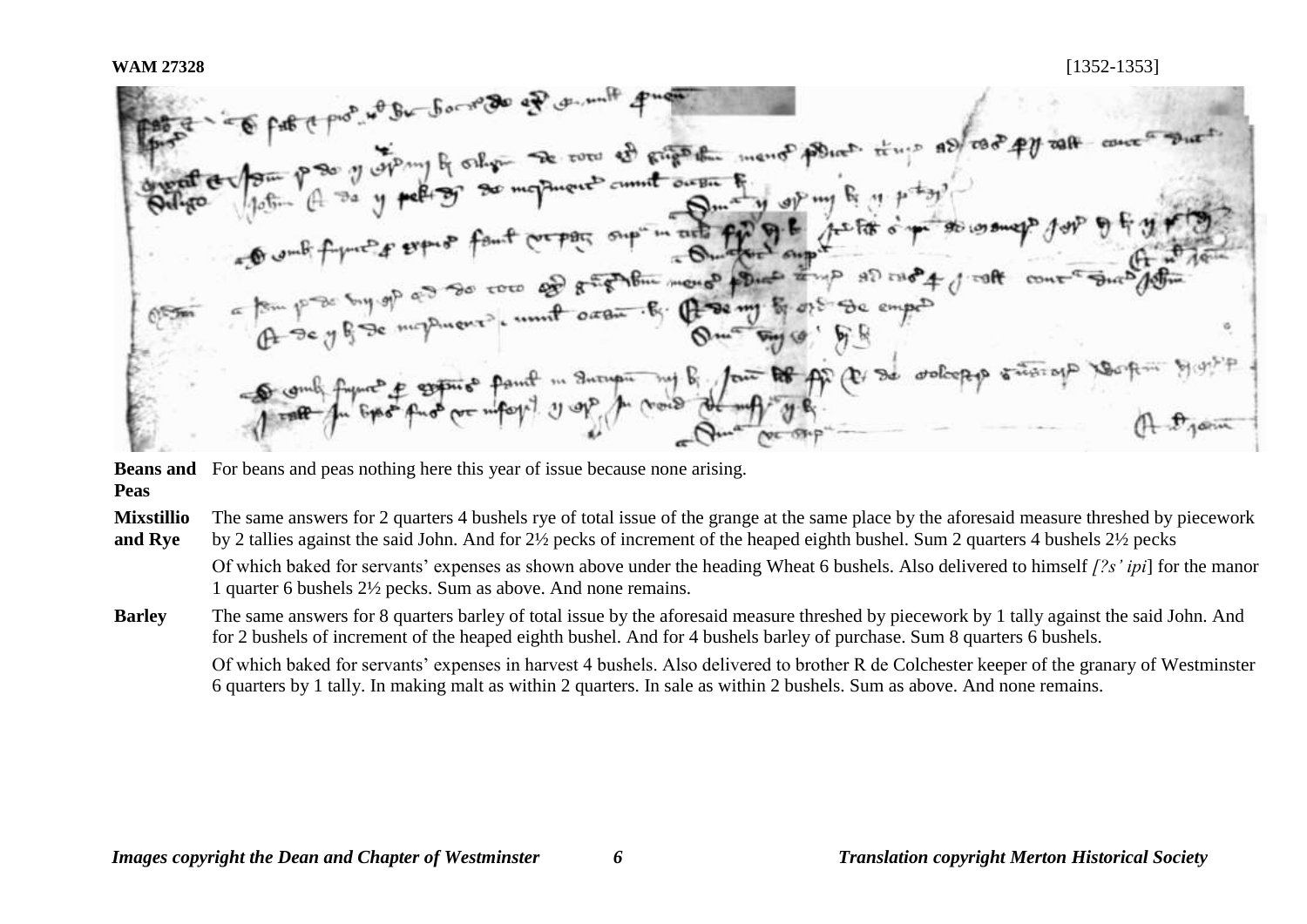**WAM 27328** [1352-1353]

**Beans and Peas** For beans and peas nothing here this year of issue because none arising.

**Mixstillio and Rye** The same answers for 2 quarters 4 bushels rye of total issue of the grange at the same place by the aforesaid measure threshed by piecework by 2 tallies against the said John. And for 2½ pecks of increment of the heaped eighth bushel. Sum 2 quarters 4 bushels 2½ pecks

Of which baked for servants' expenses as shown above under the heading Wheat 6 bushels. Also delivered to himself *[?s' ipi*] for the manor 1 quarter 6 bushels 2½ pecks. Sum as above. And none remains.

**Barley** The same answers for 8 quarters barley of total issue by the aforesaid measure threshed by piecework by 1 tally against the said John. And for 2 bushels of increment of the heaped eighth bushel. And for 4 bushels barley of purchase. Sum 8 quarters 6 bushels.

Of which baked for servants' expenses in harvest 4 bushels. Also delivered to brother R de Colchester keeper of the granary of Westminster 6 quarters by 1 tally. In making malt as within 2 quarters. In sale as within 2 bushels. Sum as above. And none remains.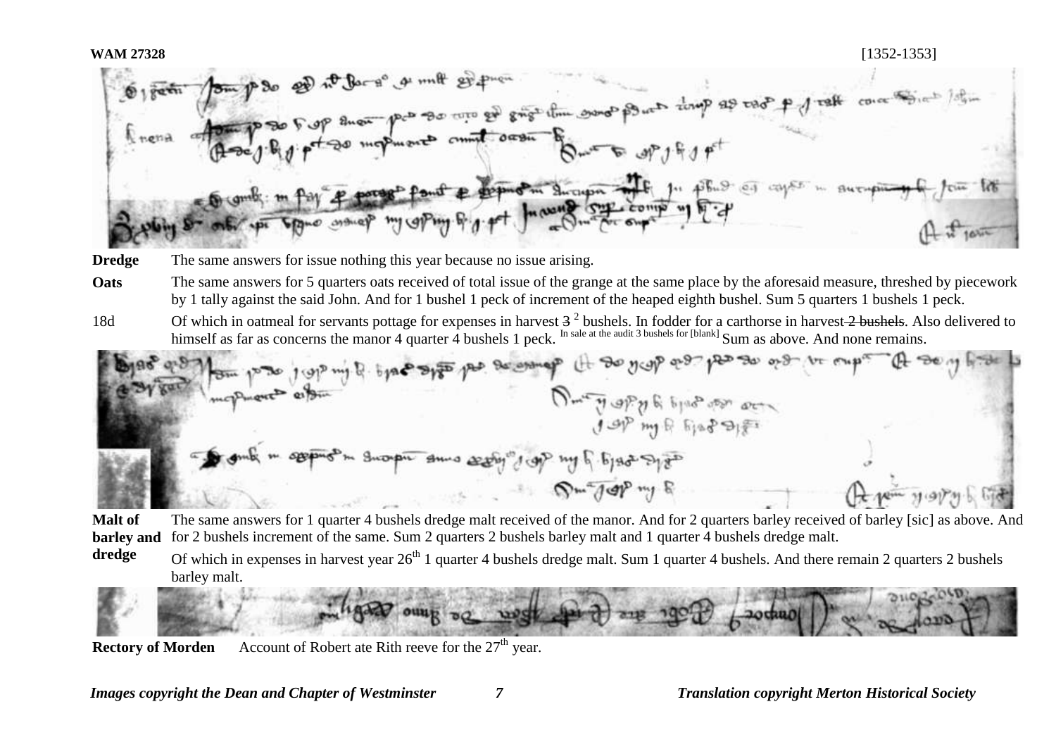**WAM 27328** [1352-1353]

**Dredge** The same answers for issue nothing this year because no issue arising.

**Oats** The same answers for 5 quarters oats received of total issue of the grange at the same place by the aforesaid measure, threshed by piecework by 1 tally against the said John. And for 1 bushel 1 peck of increment of the heaped eighth bushel. Sum 5 quarters 1 bushels 1 peck.

18d Of which in oatmeal for servants pottage for expenses in harvest ~~3~~ 2 bushels. In fodder for a carthorse in harvest ~~2 bushels~~. Also delivered to himself as far as concerns the manor 4 quarter 4 bushels 1 peck. In sale at the audit 3 bushels for [blank] Sum as above. And none remains.

**Malt of barley and dredge** The same answers for 1 quarter 4 bushels dredge malt received of the manor. And for 2 quarters barley received of barley [sic] as above. And for 2 bushels increment of the same. Sum 2 quarters 2 bushels barley malt and 1 quarter 4 bushels dredge malt.

Of which in expenses in harvest year 26th 1 quarter 4 bushels dredge malt. Sum 1 quarter 4 bushels. And there remain 2 quarters 2 bushels barley malt.

**Rectory of Morden** Account of Robert ate Rith reeve for the 27th year.

*Images copyright the Dean and Chapter of Westminster* *Translation copyright Merton Historical Society*